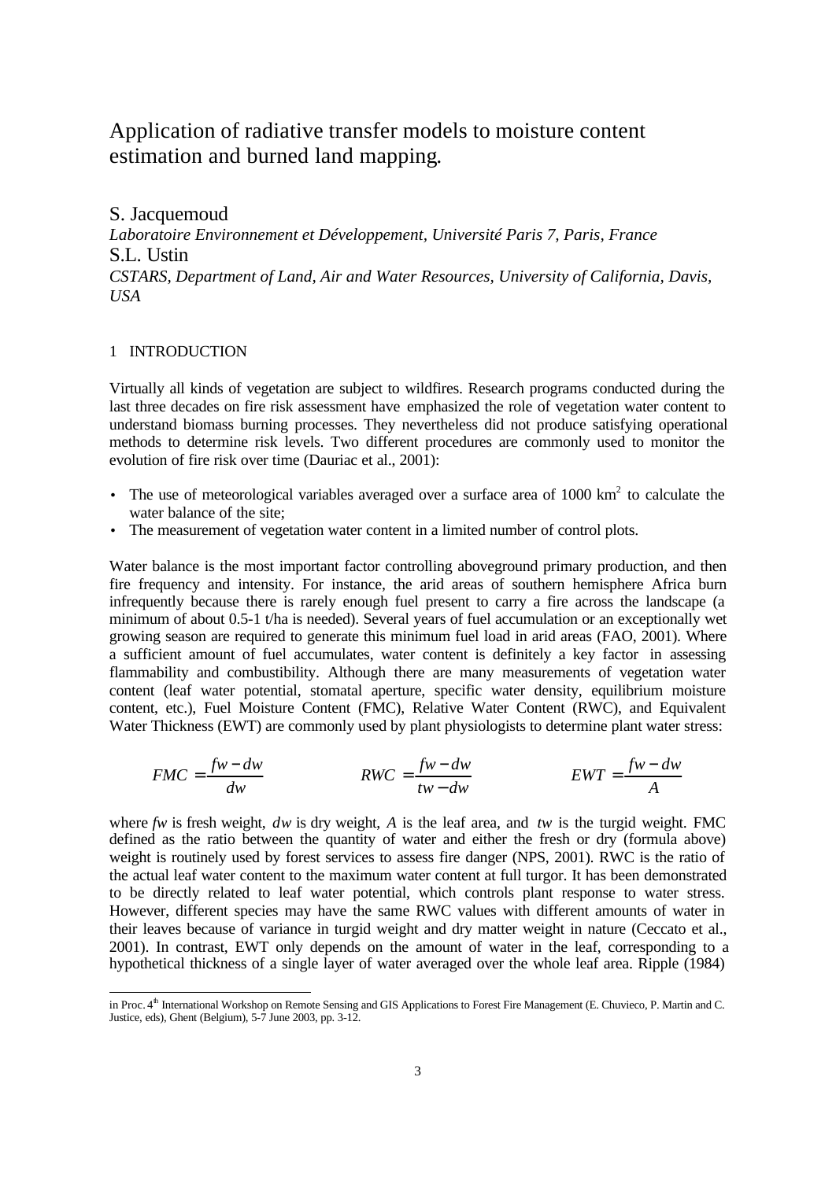# Application of radiative transfer models to moisture content estimation and burned land mapping.

S. Jacquemoud

*Laboratoire Environnement et Développement, Université Paris 7, Paris, France*

S.L. Ustin

*CSTARS, Department of Land, Air and Water Resources, University of California, Davis, USA*

## 1 INTRODUCTION

Virtually all kinds of vegetation are subject to wildfires. Research programs conducted during the last three decades on fire risk assessment have emphasized the role of vegetation water content to understand biomass burning processes. They nevertheless did not produce satisfying operational methods to determine risk levels. Two different procedures are commonly used to monitor the evolution of fire risk over time (Dauriac et al., 2001):

- The use of meteorological variables averaged over a surface area of 1000 km$^2$ to calculate the water balance of the site;
- The measurement of vegetation water content in a limited number of control plots.

Water balance is the most important factor controlling aboveground primary production, and then fire frequency and intensity. For instance, the arid areas of southern hemisphere Africa burn infrequently because there is rarely enough fuel present to carry a fire across the landscape (a minimum of about 0.5-1 t/ha is needed). Several years of fuel accumulation or an exceptionally wet growing season are required to generate this minimum fuel load in arid areas (FAO, 2001). Where a sufficient amount of fuel accumulates, water content is definitely a key factor in assessing flammability and combustibility. Although there are many measurements of vegetation water content (leaf water potential, stomatal aperture, specific water density, equilibrium moisture content, etc.), Fuel Moisture Content (FMC), Relative Water Content (RWC), and Equivalent Water Thickness (EWT) are commonly used by plant physiologists to determine plant water stress:

$$FMC = \frac{fw - dw}{dw} \qquad RWC = \frac{fw - dw}{tw - dw} \qquad EWT = \frac{fw - dw}{A}$$

where *fw* is fresh weight, *dw* is dry weight, *A* is the leaf area, and *tw* is the turgid weight. FMC defined as the ratio between the quantity of water and either the fresh or dry (formula above) weight is routinely used by forest services to assess fire danger (NPS, 2001). RWC is the ratio of the actual leaf water content to the maximum water content at full turgor. It has been demonstrated to be directly related to leaf water potential, which controls plant response to water stress. However, different species may have the same RWC values with different amounts of water in their leaves because of variance in turgid weight and dry matter weight in nature (Ceccato et al., 2001). In contrast, EWT only depends on the amount of water in the leaf, corresponding to a hypothetical thickness of a single layer of water averaged over the whole leaf area. Ripple (1984)

in Proc. 4th International Workshop on Remote Sensing and GIS Applications to Forest Fire Management (E. Chuvieco, P. Martin and C. Justice, eds), Ghent (Belgium), 5-7 June 2003, pp. 3-12.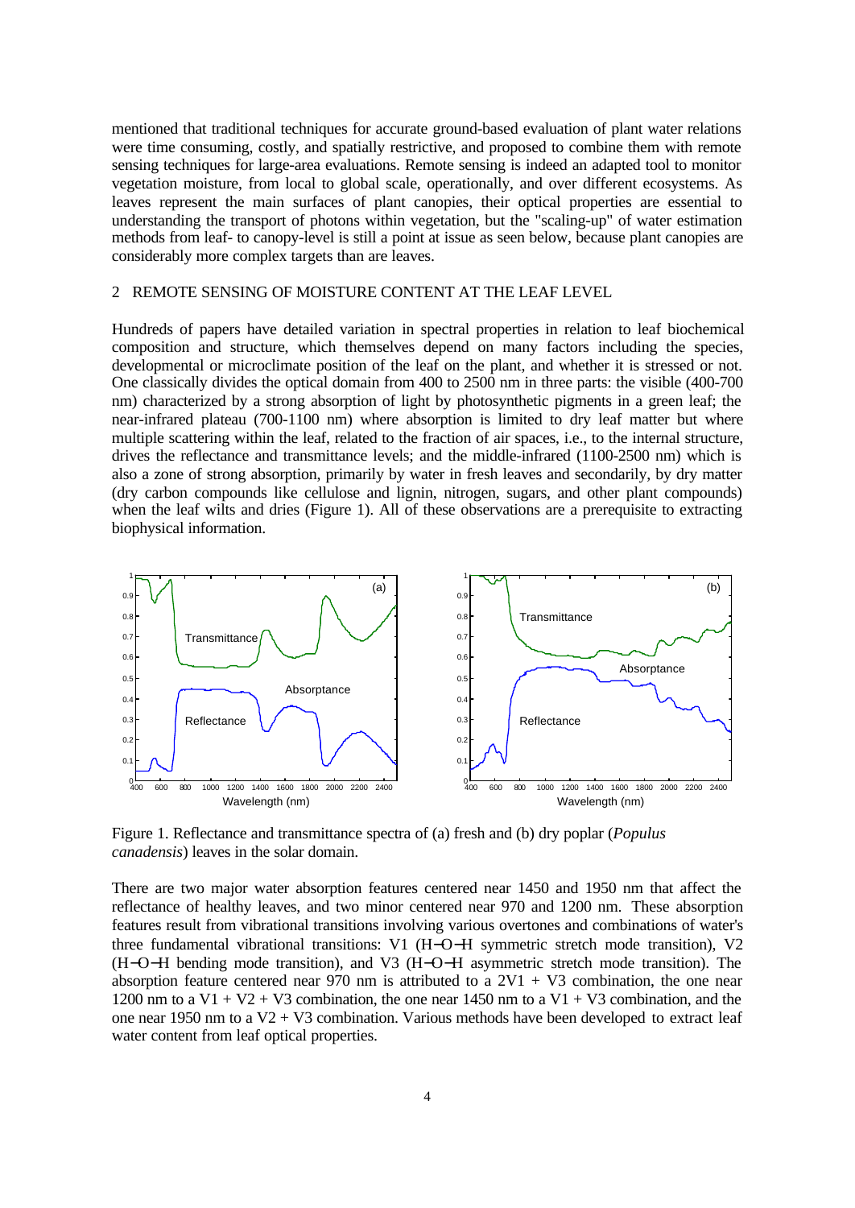mentioned that traditional techniques for accurate ground-based evaluation of plant water relations were time consuming, costly, and spatially restrictive, and proposed to combine them with remote sensing techniques for large-area evaluations. Remote sensing is indeed an adapted tool to monitor vegetation moisture, from local to global scale, operationally, and over different ecosystems. As leaves represent the main surfaces of plant canopies, their optical properties are essential to understanding the transport of photons within vegetation, but the "scaling-up" of water estimation methods from leaf- to canopy-level is still a point at issue as seen below, because plant canopies are considerably more complex targets than are leaves.

## 2 REMOTE SENSING OF MOISTURE CONTENT AT THE LEAF LEVEL

Hundreds of papers have detailed variation in spectral properties in relation to leaf biochemical composition and structure, which themselves depend on many factors including the species, developmental or microclimate position of the leaf on the plant, and whether it is stressed or not. One classically divides the optical domain from 400 to 2500 nm in three parts: the visible (400-700 nm) characterized by a strong absorption of light by photosynthetic pigments in a green leaf; the near-infrared plateau (700-1100 nm) where absorption is limited to dry leaf matter but where multiple scattering within the leaf, related to the fraction of air spaces, i.e., to the internal structure, drives the reflectance and transmittance levels; and the middle-infrared (1100-2500 nm) which is also a zone of strong absorption, primarily by water in fresh leaves and secondarily, by dry matter (dry carbon compounds like cellulose and lignin, nitrogen, sugars, and other plant compounds) when the leaf wilts and dries (Figure 1). All of these observations are a prerequisite to extracting biophysical information.

Figure 1. Reflectance and transmittance spectra of (a) fresh and (b) dry poplar (*Populus canadensis*) leaves in the solar domain.

There are two major water absorption features centered near 1450 and 1950 nm that affect the reflectance of healthy leaves, and two minor centered near 970 and 1200 nm. These absorption features result from vibrational transitions involving various overtones and combinations of water's three fundamental vibrational transitions: V1 (H−O−H symmetric stretch mode transition), V2 (H−O−H bending mode transition), and V3 (H−O−H asymmetric stretch mode transition). The absorption feature centered near 970 nm is attributed to a 2V1 + V3 combination, the one near 1200 nm to a V1 + V2 + V3 combination, the one near 1450 nm to a V1 + V3 combination, and the one near 1950 nm to a V2 + V3 combination. Various methods have been developed to extract leaf water content from leaf optical properties.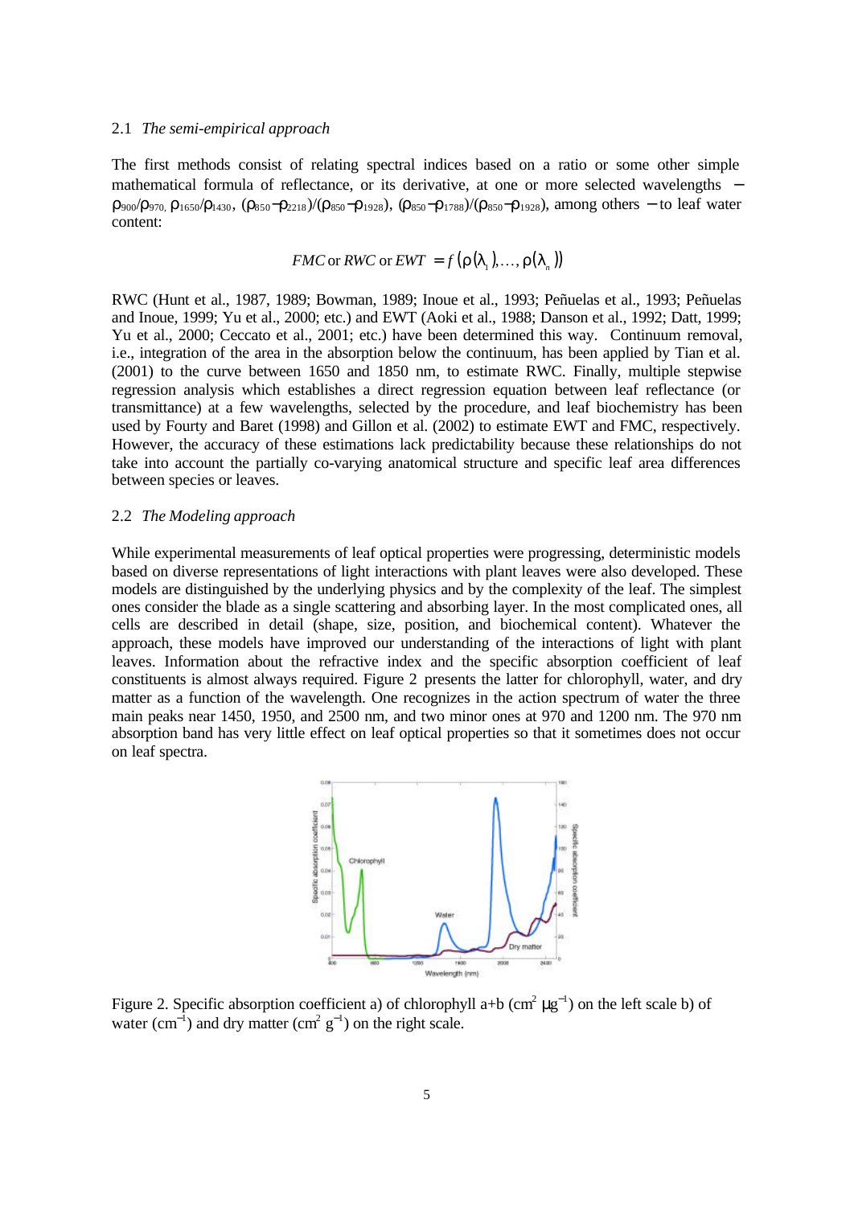### 2.1 *The semi-empirical approach*

The first methods consist of relating spectral indices based on a ratio or some other simple mathematical formula of reflectance, or its derivative, at one or more selected wavelengths − $\rho_{900}/\rho_{970}$, $\rho_{1650}/\rho_{1430}$, $(\rho_{850}-\rho_{2218})/(\rho_{850}-\rho_{1928})$, $(\rho_{850}-\rho_{1788})/(\rho_{850}-\rho_{1928})$, among others − to leaf water content:

$$FMC \text{ or } RWC \text{ or } EWT = f\left(\rho(\lambda_1),\ldots,\rho(\lambda_n)\right)$$

RWC (Hunt et al., 1987, 1989; Bowman, 1989; Inoue et al., 1993; Peñuelas et al., 1993; Peñuelas and Inoue, 1999; Yu et al., 2000; etc.) and EWT (Aoki et al., 1988; Danson et al., 1992; Datt, 1999; Yu et al., 2000; Ceccato et al., 2001; etc.) have been determined this way. Continuum removal, i.e., integration of the area in the absorption below the continuum, has been applied by Tian et al. (2001) to the curve between 1650 and 1850 nm, to estimate RWC. Finally, multiple stepwise regression analysis which establishes a direct regression equation between leaf reflectance (or transmittance) at a few wavelengths, selected by the procedure, and leaf biochemistry has been used by Fourty and Baret (1998) and Gillon et al. (2002) to estimate EWT and FMC, respectively. However, the accuracy of these estimations lack predictability because these relationships do not take into account the partially co-varying anatomical structure and specific leaf area differences between species or leaves.

### 2.2 *The Modeling approach*

While experimental measurements of leaf optical properties were progressing, deterministic models based on diverse representations of light interactions with plant leaves were also developed. These models are distinguished by the underlying physics and by the complexity of the leaf. The simplest ones consider the blade as a single scattering and absorbing layer. In the most complicated ones, all cells are described in detail (shape, size, position, and biochemical content). Whatever the approach, these models have improved our understanding of the interactions of light with plant leaves. Information about the refractive index and the specific absorption coefficient of leaf constituents is almost always required. Figure 2 presents the latter for chlorophyll, water, and dry matter as a function of the wavelength. One recognizes in the action spectrum of water the three main peaks near 1450, 1950, and 2500 nm, and two minor ones at 970 and 1200 nm. The 970 nm absorption band has very little effect on leaf optical properties so that it sometimes does not occur on leaf spectra.

Figure 2. Specific absorption coefficient a) of chlorophyll a+b ($cm^2\ \mu g^{-1}$) on the left scale b) of water ($cm^{-1}$) and dry matter ($cm^2\ g^{-1}$) on the right scale.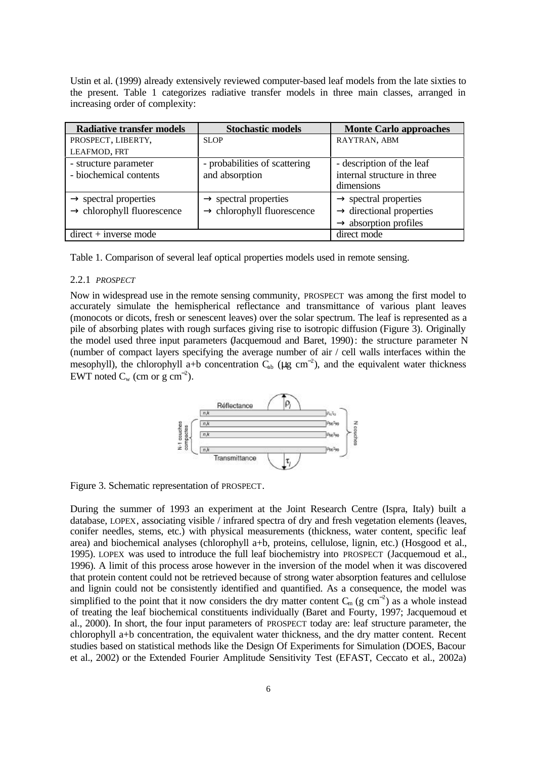Ustin et al. (1999) already extensively reviewed computer-based leaf models from the late sixties to the present. Table 1 categorizes radiative transfer models in three main classes, arranged in increasing order of complexity:

| Radiative transfer models | Stochastic models | Monte Carlo approaches |
|---|---|---|
| PROSPECT, LIBERTY, LEAFMOD, FRT | SLOP | RAYTRAN, ABM |
| - structure parameter<br>- biochemical contents | - probabilities of scattering and absorption | - description of the leaf internal structure in three dimensions |
| → spectral properties<br>→ chlorophyll fluorescence | → spectral properties<br>→ chlorophyll fluorescence | → spectral properties<br>→ directional properties<br>→ absorption profiles |
| direct + inverse mode | | direct mode |

Table 1. Comparison of several leaf optical properties models used in remote sensing.

#### 2.2.1 *PROSPECT*

Now in widespread use in the remote sensing community, PROSPECT was among the first model to accurately simulate the hemispherical reflectance and transmittance of various plant leaves (monocots or dicots, fresh or senescent leaves) over the solar spectrum. The leaf is represented as a pile of absorbing plates with rough surfaces giving rise to isotropic diffusion (Figure 3). Originally the model used three input parameters (Jacquemoud and Baret, 1990): the structure parameter N (number of compact layers specifying the average number of air / cell walls interfaces within the mesophyll), the chlorophyll a+b concentration $C_{ab}$ (µg cm$^{-2}$), and the equivalent water thickness EWT noted $C_w$ (cm or g cm$^{-2}$).

Figure 3. Schematic representation of PROSPECT.

During the summer of 1993 an experiment at the Joint Research Centre (Ispra, Italy) built a database, LOPEX, associating visible / infrared spectra of dry and fresh vegetation elements (leaves, conifer needles, stems, etc.) with physical measurements (thickness, water content, specific leaf area) and biochemical analyses (chlorophyll a+b, proteins, cellulose, lignin, etc.) (Hosgood et al., 1995). LOPEX was used to introduce the full leaf biochemistry into PROSPECT (Jacquemoud et al., 1996). A limit of this process arose however in the inversion of the model when it was discovered that protein content could not be retrieved because of strong water absorption features and cellulose and lignin could not be consistently identified and quantified. As a consequence, the model was simplified to the point that it now considers the dry matter content $C_m$ (g cm$^{-2}$) as a whole instead of treating the leaf biochemical constituents individually (Baret and Fourty, 1997; Jacquemoud et al., 2000). In short, the four input parameters of PROSPECT today are: leaf structure parameter, the chlorophyll a+b concentration, the equivalent water thickness, and the dry matter content. Recent studies based on statistical methods like the Design Of Experiments for Simulation (DOES, Bacour et al., 2002) or the Extended Fourier Amplitude Sensitivity Test (EFAST, Ceccato et al., 2002a)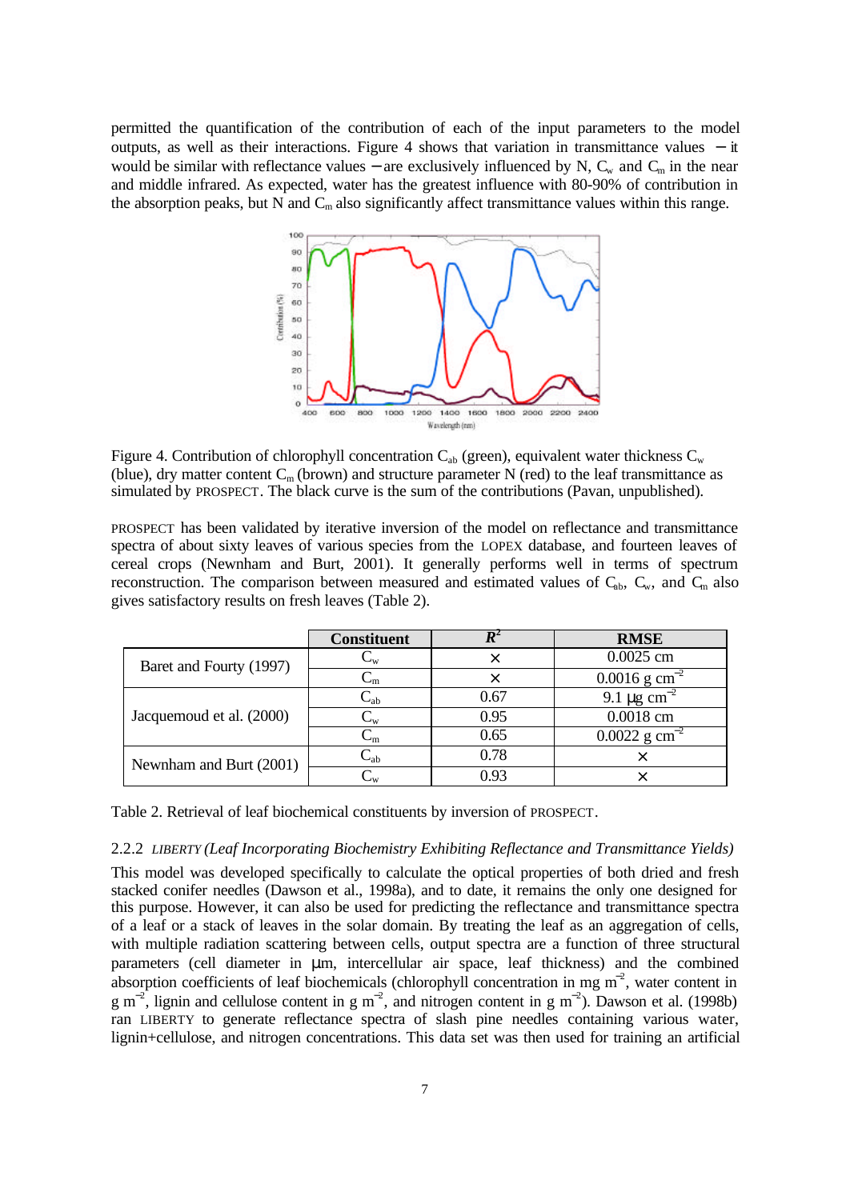permitted the quantification of the contribution of each of the input parameters to the model outputs, as well as their interactions. Figure 4 shows that variation in transmittance values − it would be similar with reflectance values − are exclusively influenced by N, $C_w$ and $C_m$ in the near and middle infrared. As expected, water has the greatest influence with 80-90% of contribution in the absorption peaks, but N and $C_m$ also significantly affect transmittance values within this range.

Figure 4. Contribution of chlorophyll concentration $C_{ab}$ (green), equivalent water thickness $C_w$ (blue), dry matter content $C_m$ (brown) and structure parameter N (red) to the leaf transmittance as simulated by PROSPECT. The black curve is the sum of the contributions (Pavan, unpublished).

PROSPECT has been validated by iterative inversion of the model on reflectance and transmittance spectra of about sixty leaves of various species from the LOPEX database, and fourteen leaves of cereal crops (Newnham and Burt, 2001). It generally performs well in terms of spectrum reconstruction. The comparison between measured and estimated values of $C_{ab}$, $C_w$, and $C_m$ also gives satisfactory results on fresh leaves (Table 2).

| | Constituent | $R^2$ | RMSE |
|---|---|---|---|
| Baret and Fourty (1997) | $C_w$ | × | 0.0025 cm |
| | $C_m$ | × | 0.0016 g cm$^{-2}$ |
| Jacquemoud et al. (2000) | $C_{ab}$ | 0.67 | 9.1 µg cm$^{-2}$ |
| | $C_w$ | 0.95 | 0.0018 cm |
| | $C_m$ | 0.65 | 0.0022 g cm$^{-2}$ |
| Newnham and Burt (2001) | $C_{ab}$ | 0.78 | × |
| | $C_w$ | 0.93 | × |

Table 2. Retrieval of leaf biochemical constituents by inversion of PROSPECT.

### 2.2.2 *LIBERTY (Leaf Incorporating Biochemistry Exhibiting Reflectance and Transmittance Yields)*

This model was developed specifically to calculate the optical properties of both dried and fresh stacked conifer needles (Dawson et al., 1998a), and to date, it remains the only one designed for this purpose. However, it can also be used for predicting the reflectance and transmittance spectra of a leaf or a stack of leaves in the solar domain. By treating the leaf as an aggregation of cells, with multiple radiation scattering between cells, output spectra are a function of three structural parameters (cell diameter in µm, intercellular air space, leaf thickness) and the combined absorption coefficients of leaf biochemicals (chlorophyll concentration in mg m$^{-2}$, water content in g m$^{-2}$, lignin and cellulose content in g m$^{-2}$, and nitrogen content in g m$^{-2}$). Dawson et al. (1998b) ran LIBERTY to generate reflectance spectra of slash pine needles containing various water, lignin+cellulose, and nitrogen concentrations. This data set was then used for training an artificial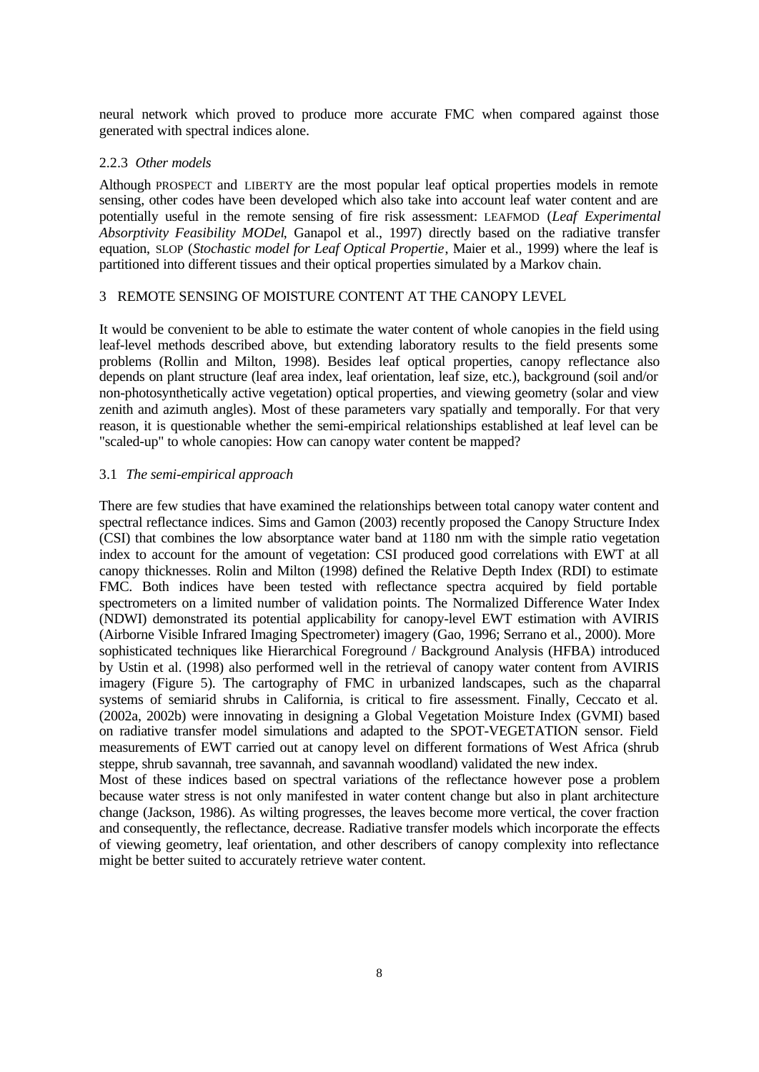neural network which proved to produce more accurate FMC when compared against those generated with spectral indices alone.

#### 2.2.3 *Other models*

Although PROSPECT and LIBERTY are the most popular leaf optical properties models in remote sensing, other codes have been developed which also take into account leaf water content and are potentially useful in the remote sensing of fire risk assessment: LEAFMOD (*Leaf Experimental Absorptivity Feasibility MODel*, Ganapol et al., 1997) directly based on the radiative transfer equation, SLOP (*Stochastic model for Leaf Optical Propertie*, Maier et al., 1999) where the leaf is partitioned into different tissues and their optical properties simulated by a Markov chain.

## 3 REMOTE SENSING OF MOISTURE CONTENT AT THE CANOPY LEVEL

It would be convenient to be able to estimate the water content of whole canopies in the field using leaf-level methods described above, but extending laboratory results to the field presents some problems (Rollin and Milton, 1998). Besides leaf optical properties, canopy reflectance also depends on plant structure (leaf area index, leaf orientation, leaf size, etc.), background (soil and/or non-photosynthetically active vegetation) optical properties, and viewing geometry (solar and view zenith and azimuth angles). Most of these parameters vary spatially and temporally. For that very reason, it is questionable whether the semi-empirical relationships established at leaf level can be "scaled-up" to whole canopies: How can canopy water content be mapped?

### 3.1 *The semi-empirical approach*

There are few studies that have examined the relationships between total canopy water content and spectral reflectance indices. Sims and Gamon (2003) recently proposed the Canopy Structure Index (CSI) that combines the low absorptance water band at 1180 nm with the simple ratio vegetation index to account for the amount of vegetation: CSI produced good correlations with EWT at all canopy thicknesses. Rolin and Milton (1998) defined the Relative Depth Index (RDI) to estimate FMC. Both indices have been tested with reflectance spectra acquired by field portable spectrometers on a limited number of validation points. The Normalized Difference Water Index (NDWI) demonstrated its potential applicability for canopy-level EWT estimation with AVIRIS (Airborne Visible Infrared Imaging Spectrometer) imagery (Gao, 1996; Serrano et al., 2000). More sophisticated techniques like Hierarchical Foreground / Background Analysis (HFBA) introduced by Ustin et al. (1998) also performed well in the retrieval of canopy water content from AVIRIS imagery (Figure 5). The cartography of FMC in urbanized landscapes, such as the chaparral systems of semiarid shrubs in California, is critical to fire assessment. Finally, Ceccato et al. (2002a, 2002b) were innovating in designing a Global Vegetation Moisture Index (GVMI) based on radiative transfer model simulations and adapted to the SPOT-VEGETATION sensor. Field measurements of EWT carried out at canopy level on different formations of West Africa (shrub steppe, shrub savannah, tree savannah, and savannah woodland) validated the new index.

Most of these indices based on spectral variations of the reflectance however pose a problem because water stress is not only manifested in water content change but also in plant architecture change (Jackson, 1986). As wilting progresses, the leaves become more vertical, the cover fraction and consequently, the reflectance, decrease. Radiative transfer models which incorporate the effects of viewing geometry, leaf orientation, and other describers of canopy complexity into reflectance might be better suited to accurately retrieve water content.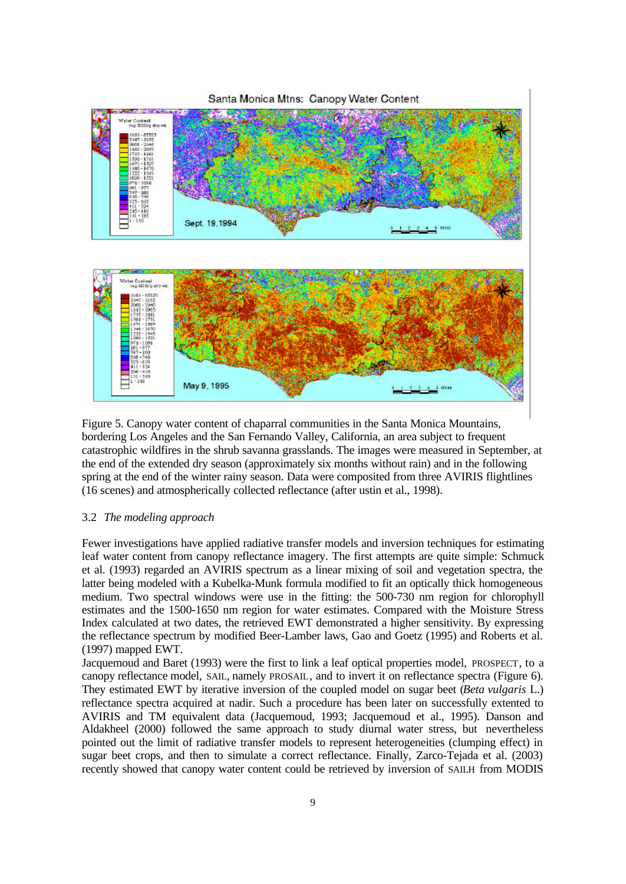Figure 5. Canopy water content of chaparral communities in the Santa Monica Mountains, bordering Los Angeles and the San Fernando Valley, California, an area subject to frequent catastrophic wildfires in the shrub savanna grasslands. The images were measured in September, at the end of the extended dry season (approximately six months without rain) and in the following spring at the end of the winter rainy season. Data were composited from three AVIRIS flightlines (16 scenes) and atmospherically collected reflectance (after ustin et al., 1998).

### 3.2 *The modeling approach*

Fewer investigations have applied radiative transfer models and inversion techniques for estimating leaf water content from canopy reflectance imagery. The first attempts are quite simple: Schmuck et al. (1993) regarded an AVIRIS spectrum as a linear mixing of soil and vegetation spectra, the latter being modeled with a Kubelka-Munk formula modified to fit an optically thick homogeneous medium. Two spectral windows were use in the fitting: the 500-730 nm region for chlorophyll estimates and the 1500-1650 nm region for water estimates. Compared with the Moisture Stress Index calculated at two dates, the retrieved EWT demonstrated a higher sensitivity. By expressing the reflectance spectrum by modified Beer-Lamber laws, Gao and Goetz (1995) and Roberts et al. (1997) mapped EWT.

Jacquemoud and Baret (1993) were the first to link a leaf optical properties model, PROSPECT, to a canopy reflectance model, SAIL, namely PROSAIL, and to invert it on reflectance spectra (Figure 6). They estimated EWT by iterative inversion of the coupled model on sugar beet (*Beta vulgaris* L.) reflectance spectra acquired at nadir. Such a procedure has been later on successfully extented to AVIRIS and TM equivalent data (Jacquemoud, 1993; Jacquemoud et al., 1995). Danson and Aldakheel (2000) followed the same approach to study diurnal water stress, but nevertheless pointed out the limit of radiative transfer models to represent heterogeneities (clumping effect) in sugar beet crops, and then to simulate a correct reflectance. Finally, Zarco-Tejada et al. (2003) recently showed that canopy water content could be retrieved by inversion of SAILH from MODIS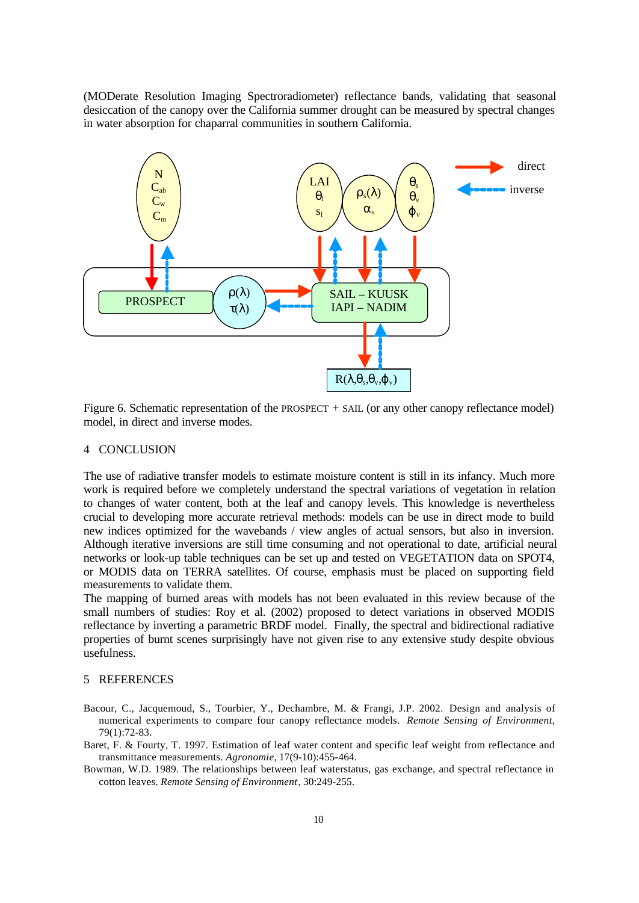(MODerate Resolution Imaging Spectroradiometer) reflectance bands, validating that seasonal desiccation of the canopy over the California summer drought can be measured by spectral changes in water absorption for chaparral communities in southern California.

Figure 6. Schematic representation of the PROSPECT + SAIL (or any other canopy reflectance model) model, in direct and inverse modes.

## 4 CONCLUSION

The use of radiative transfer models to estimate moisture content is still in its infancy. Much more work is required before we completely understand the spectral variations of vegetation in relation to changes of water content, both at the leaf and canopy levels. This knowledge is nevertheless crucial to developing more accurate retrieval methods: models can be use in direct mode to build new indices optimized for the wavebands / view angles of actual sensors, but also in inversion. Although iterative inversions are still time consuming and not operational to date, artificial neural networks or look-up table techniques can be set up and tested on VEGETATION data on SPOT4, or MODIS data on TERRA satellites. Of course, emphasis must be placed on supporting field measurements to validate them.

The mapping of burned areas with models has not been evaluated in this review because of the small numbers of studies: Roy et al. (2002) proposed to detect variations in observed MODIS reflectance by inverting a parametric BRDF model. Finally, the spectral and bidirectional radiative properties of burnt scenes surprisingly have not given rise to any extensive study despite obvious usefulness.

## 5 REFERENCES

Bacour, C., Jacquemoud, S., Tourbier, Y., Dechambre, M. & Frangi, J.P. 2002. Design and analysis of numerical experiments to compare four canopy reflectance models. *Remote Sensing of Environment*, 79(1):72-83.

Baret, F. & Fourty, T. 1997. Estimation of leaf water content and specific leaf weight from reflectance and transmittance measurements. *Agronomie*, 17(9-10):455-464.

Bowman, W.D. 1989. The relationships between leaf waterstatus, gas exchange, and spectral reflectance in cotton leaves. *Remote Sensing of Environment*, 30:249-255.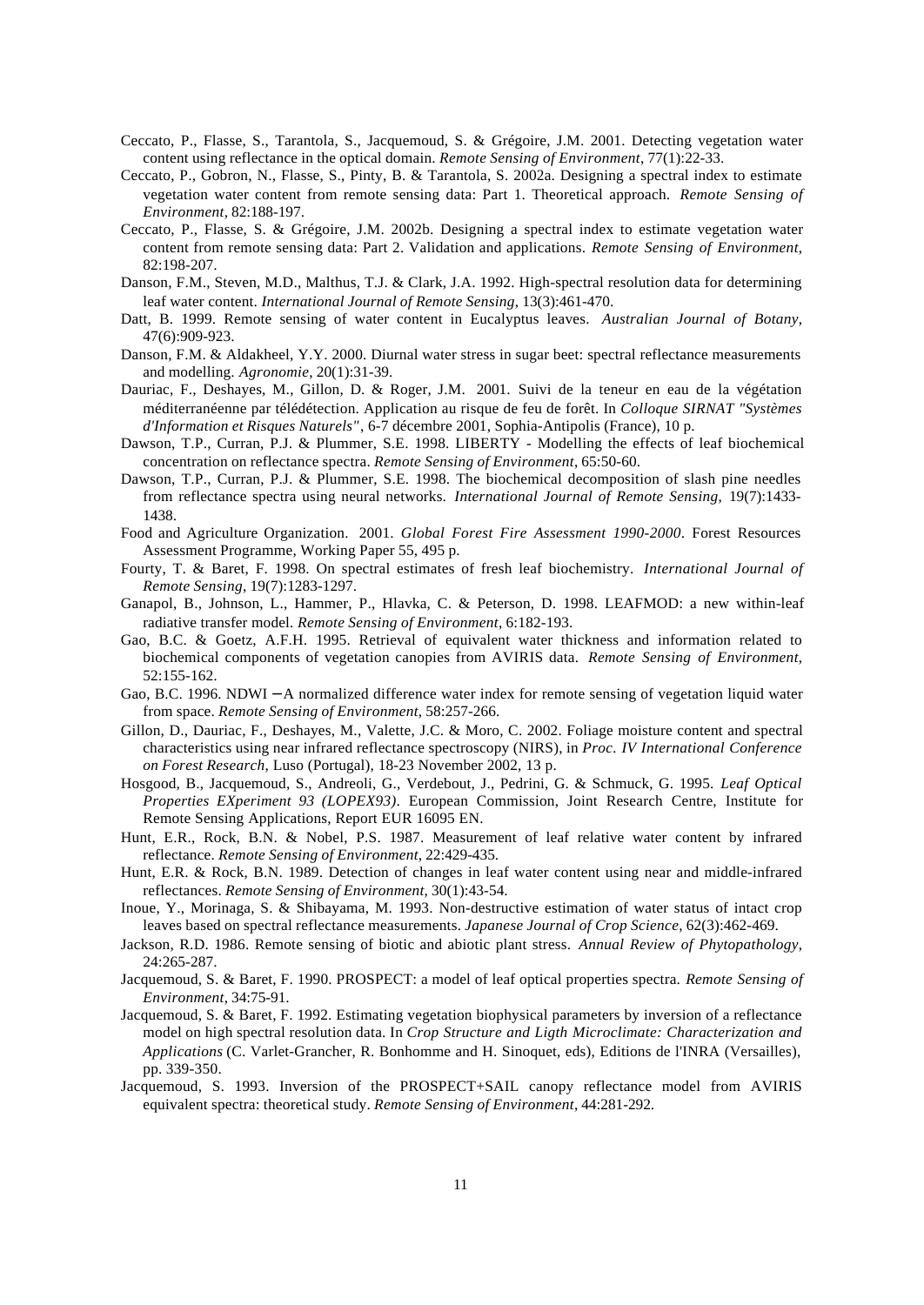Ceccato, P., Flasse, S., Tarantola, S., Jacquemoud, S. & Grégoire, J.M. 2001. Detecting vegetation water content using reflectance in the optical domain. *Remote Sensing of Environment*, 77(1):22-33.

Ceccato, P., Gobron, N., Flasse, S., Pinty, B. & Tarantola, S. 2002a. Designing a spectral index to estimate vegetation water content from remote sensing data: Part 1. Theoretical approach. *Remote Sensing of Environment*, 82:188-197.

Ceccato, P., Flasse, S. & Grégoire, J.M. 2002b. Designing a spectral index to estimate vegetation water content from remote sensing data: Part 2. Validation and applications. *Remote Sensing of Environment*, 82:198-207.

Danson, F.M., Steven, M.D., Malthus, T.J. & Clark, J.A. 1992. High-spectral resolution data for determining leaf water content. *International Journal of Remote Sensing*, 13(3):461-470.

Datt, B. 1999. Remote sensing of water content in Eucalyptus leaves. *Australian Journal of Botany*, 47(6):909-923.

Danson, F.M. & Aldakheel, Y.Y. 2000. Diurnal water stress in sugar beet: spectral reflectance measurements and modelling. *Agronomie*, 20(1):31-39.

Dauriac, F., Deshayes, M., Gillon, D. & Roger, J.M. 2001. Suivi de la teneur en eau de la végétation méditerranéenne par télédétection. Application au risque de feu de forêt. In *Colloque SIRNAT "Systèmes d'Information et Risques Naturels"*, 6-7 décembre 2001, Sophia-Antipolis (France), 10 p.

Dawson, T.P., Curran, P.J. & Plummer, S.E. 1998. LIBERTY - Modelling the effects of leaf biochemical concentration on reflectance spectra. *Remote Sensing of Environment*, 65:50-60.

Dawson, T.P., Curran, P.J. & Plummer, S.E. 1998. The biochemical decomposition of slash pine needles from reflectance spectra using neural networks. *International Journal of Remote Sensing*, 19(7):1433-1438.

Food and Agriculture Organization. 2001. *Global Forest Fire Assessment 1990-2000*. Forest Resources Assessment Programme, Working Paper 55, 495 p.

Fourty, T. & Baret, F. 1998. On spectral estimates of fresh leaf biochemistry. *International Journal of Remote Sensing*, 19(7):1283-1297.

Ganapol, B., Johnson, L., Hammer, P., Hlavka, C. & Peterson, D. 1998. LEAFMOD: a new within-leaf radiative transfer model. *Remote Sensing of Environment*, 6:182-193.

Gao, B.C. & Goetz, A.F.H. 1995. Retrieval of equivalent water thickness and information related to biochemical components of vegetation canopies from AVIRIS data. *Remote Sensing of Environment*, 52:155-162.

Gao, B.C. 1996. NDWI – A normalized difference water index for remote sensing of vegetation liquid water from space. *Remote Sensing of Environment*, 58:257-266.

Gillon, D., Dauriac, F., Deshayes, M., Valette, J.C. & Moro, C. 2002. Foliage moisture content and spectral characteristics using near infrared reflectance spectroscopy (NIRS), in *Proc. IV International Conference on Forest Research*, Luso (Portugal), 18-23 November 2002, 13 p.

Hosgood, B., Jacquemoud, S., Andreoli, G., Verdebout, J., Pedrini, G. & Schmuck, G. 1995. *Leaf Optical Properties EXperiment 93 (LOPEX93)*. European Commission, Joint Research Centre, Institute for Remote Sensing Applications, Report EUR 16095 EN.

Hunt, E.R., Rock, B.N. & Nobel, P.S. 1987. Measurement of leaf relative water content by infrared reflectance. *Remote Sensing of Environment*, 22:429-435.

Hunt, E.R. & Rock, B.N. 1989. Detection of changes in leaf water content using near and middle-infrared reflectances. *Remote Sensing of Environment*, 30(1):43-54.

Inoue, Y., Morinaga, S. & Shibayama, M. 1993. Non-destructive estimation of water status of intact crop leaves based on spectral reflectance measurements. *Japanese Journal of Crop Science*, 62(3):462-469.

Jackson, R.D. 1986. Remote sensing of biotic and abiotic plant stress. *Annual Review of Phytopathology*, 24:265-287.

Jacquemoud, S. & Baret, F. 1990. PROSPECT: a model of leaf optical properties spectra. *Remote Sensing of Environment*, 34:75-91.

Jacquemoud, S. & Baret, F. 1992. Estimating vegetation biophysical parameters by inversion of a reflectance model on high spectral resolution data. In *Crop Structure and Ligth Microclimate: Characterization and Applications* (C. Varlet-Grancher, R. Bonhomme and H. Sinoquet, eds), Editions de l'INRA (Versailles), pp. 339-350.

Jacquemoud, S. 1993. Inversion of the PROSPECT+SAIL canopy reflectance model from AVIRIS equivalent spectra: theoretical study. *Remote Sensing of Environment*, 44:281-292.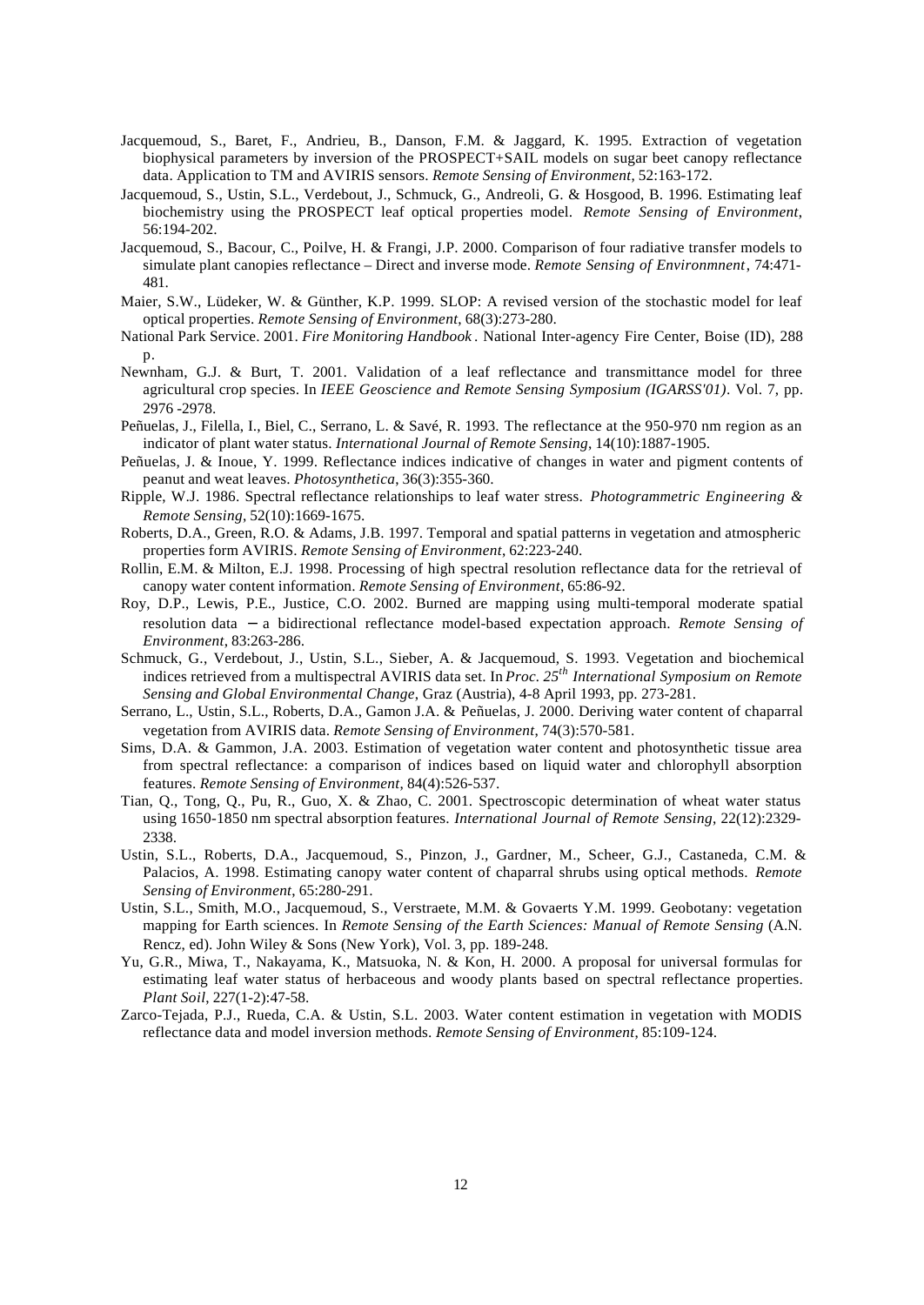Jacquemoud, S., Baret, F., Andrieu, B., Danson, F.M. & Jaggard, K. 1995. Extraction of vegetation biophysical parameters by inversion of the PROSPECT+SAIL models on sugar beet canopy reflectance data. Application to TM and AVIRIS sensors. *Remote Sensing of Environment*, 52:163-172.

Jacquemoud, S., Ustin, S.L., Verdebout, J., Schmuck, G., Andreoli, G. & Hosgood, B. 1996. Estimating leaf biochemistry using the PROSPECT leaf optical properties model. *Remote Sensing of Environment*, 56:194-202.

Jacquemoud, S., Bacour, C., Poilve, H. & Frangi, J.P. 2000. Comparison of four radiative transfer models to simulate plant canopies reflectance – Direct and inverse mode. *Remote Sensing of Environmnent*, 74:471-481.

Maier, S.W., Lüdeker, W. & Günther, K.P. 1999. SLOP: A revised version of the stochastic model for leaf optical properties. *Remote Sensing of Environment*, 68(3):273-280.

National Park Service. 2001. *Fire Monitoring Handbook*. National Inter-agency Fire Center, Boise (ID), 288 p.

Newnham, G.J. & Burt, T. 2001. Validation of a leaf reflectance and transmittance model for three agricultural crop species. In *IEEE Geoscience and Remote Sensing Symposium (IGARSS'01)*. Vol. 7, pp. 2976 -2978.

Peñuelas, J., Filella, I., Biel, C., Serrano, L. & Savé, R. 1993. The reflectance at the 950-970 nm region as an indicator of plant water status. *International Journal of Remote Sensing*, 14(10):1887-1905.

Peñuelas, J. & Inoue, Y. 1999. Reflectance indices indicative of changes in water and pigment contents of peanut and weat leaves. *Photosynthetica*, 36(3):355-360.

Ripple, W.J. 1986. Spectral reflectance relationships to leaf water stress. *Photogrammetric Engineering & Remote Sensing*, 52(10):1669-1675.

Roberts, D.A., Green, R.O. & Adams, J.B. 1997. Temporal and spatial patterns in vegetation and atmospheric properties form AVIRIS. *Remote Sensing of Environment*, 62:223-240.

Rollin, E.M. & Milton, E.J. 1998. Processing of high spectral resolution reflectance data for the retrieval of canopy water content information. *Remote Sensing of Environment*, 65:86-92.

Roy, D.P., Lewis, P.E., Justice, C.O. 2002. Burned are mapping using multi-temporal moderate spatial resolution data – a bidirectional reflectance model-based expectation approach. *Remote Sensing of Environment*, 83:263-286.

Schmuck, G., Verdebout, J., Ustin, S.L., Sieber, A. & Jacquemoud, S. 1993. Vegetation and biochemical indices retrieved from a multispectral AVIRIS data set. In *Proc. 25th International Symposium on Remote Sensing and Global Environmental Change*, Graz (Austria), 4-8 April 1993, pp. 273-281.

Serrano, L., Ustin, S.L., Roberts, D.A., Gamon J.A. & Peñuelas, J. 2000. Deriving water content of chaparral vegetation from AVIRIS data. *Remote Sensing of Environment*, 74(3):570-581.

Sims, D.A. & Gammon, J.A. 2003. Estimation of vegetation water content and photosynthetic tissue area from spectral reflectance: a comparison of indices based on liquid water and chlorophyll absorption features. *Remote Sensing of Environment*, 84(4):526-537.

Tian, Q., Tong, Q., Pu, R., Guo, X. & Zhao, C. 2001. Spectroscopic determination of wheat water status using 1650-1850 nm spectral absorption features. *International Journal of Remote Sensing*, 22(12):2329-2338.

Ustin, S.L., Roberts, D.A., Jacquemoud, S., Pinzon, J., Gardner, M., Scheer, G.J., Castaneda, C.M. & Palacios, A. 1998. Estimating canopy water content of chaparral shrubs using optical methods. *Remote Sensing of Environment*, 65:280-291.

Ustin, S.L., Smith, M.O., Jacquemoud, S., Verstraete, M.M. & Govaerts Y.M. 1999. Geobotany: vegetation mapping for Earth sciences. In *Remote Sensing of the Earth Sciences: Manual of Remote Sensing* (A.N. Rencz, ed). John Wiley & Sons (New York), Vol. 3, pp. 189-248.

Yu, G.R., Miwa, T., Nakayama, K., Matsuoka, N. & Kon, H. 2000. A proposal for universal formulas for estimating leaf water status of herbaceous and woody plants based on spectral reflectance properties. *Plant Soil*, 227(1-2):47-58.

Zarco-Tejada, P.J., Rueda, C.A. & Ustin, S.L. 2003. Water content estimation in vegetation with MODIS reflectance data and model inversion methods. *Remote Sensing of Environment*, 85:109-124.